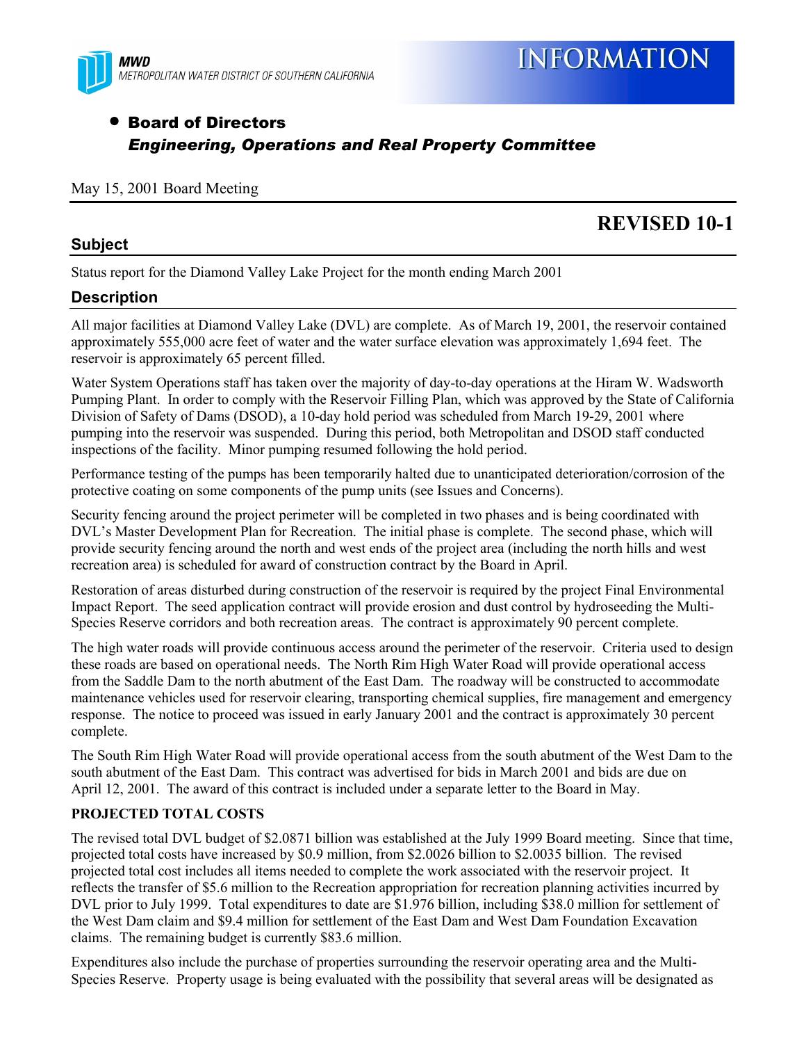**MWD**
*METROPOLITAN WATER DISTRICT OF SOUTHERN CALIFORNIA*

# INFORMATION

- **Board of Directors**
  ***Engineering, Operations and Real Property Committee***

May 15, 2001 Board Meeting

## REVISED 10-1

### Subject

Status report for the Diamond Valley Lake Project for the month ending March 2001

### Description

All major facilities at Diamond Valley Lake (DVL) are complete. As of March 19, 2001, the reservoir contained approximately 555,000 acre feet of water and the water surface elevation was approximately 1,694 feet. The reservoir is approximately 65 percent filled.

Water System Operations staff has taken over the majority of day-to-day operations at the Hiram W. Wadsworth Pumping Plant. In order to comply with the Reservoir Filling Plan, which was approved by the State of California Division of Safety of Dams (DSOD), a 10-day hold period was scheduled from March 19-29, 2001 where pumping into the reservoir was suspended. During this period, both Metropolitan and DSOD staff conducted inspections of the facility. Minor pumping resumed following the hold period.

Performance testing of the pumps has been temporarily halted due to unanticipated deterioration/corrosion of the protective coating on some components of the pump units (see Issues and Concerns).

Security fencing around the project perimeter will be completed in two phases and is being coordinated with DVL's Master Development Plan for Recreation. The initial phase is complete. The second phase, which will provide security fencing around the north and west ends of the project area (including the north hills and west recreation area) is scheduled for award of construction contract by the Board in April.

Restoration of areas disturbed during construction of the reservoir is required by the project Final Environmental Impact Report. The seed application contract will provide erosion and dust control by hydroseeding the Multi-Species Reserve corridors and both recreation areas. The contract is approximately 90 percent complete.

The high water roads will provide continuous access around the perimeter of the reservoir. Criteria used to design these roads are based on operational needs. The North Rim High Water Road will provide operational access from the Saddle Dam to the north abutment of the East Dam. The roadway will be constructed to accommodate maintenance vehicles used for reservoir clearing, transporting chemical supplies, fire management and emergency response. The notice to proceed was issued in early January 2001 and the contract is approximately 30 percent complete.

The South Rim High Water Road will provide operational access from the south abutment of the West Dam to the south abutment of the East Dam. This contract was advertised for bids in March 2001 and bids are due on April 12, 2001. The award of this contract is included under a separate letter to the Board in May.

**PROJECTED TOTAL COSTS**

The revised total DVL budget of $2.0871 billion was established at the July 1999 Board meeting. Since that time, projected total costs have increased by $0.9 million, from $2.0026 billion to $2.0035 billion. The revised projected total cost includes all items needed to complete the work associated with the reservoir project. It reflects the transfer of $5.6 million to the Recreation appropriation for recreation planning activities incurred by DVL prior to July 1999. Total expenditures to date are $1.976 billion, including $38.0 million for settlement of the West Dam claim and $9.4 million for settlement of the East Dam and West Dam Foundation Excavation claims. The remaining budget is currently $83.6 million.

Expenditures also include the purchase of properties surrounding the reservoir operating area and the Multi-Species Reserve. Property usage is being evaluated with the possibility that several areas will be designated as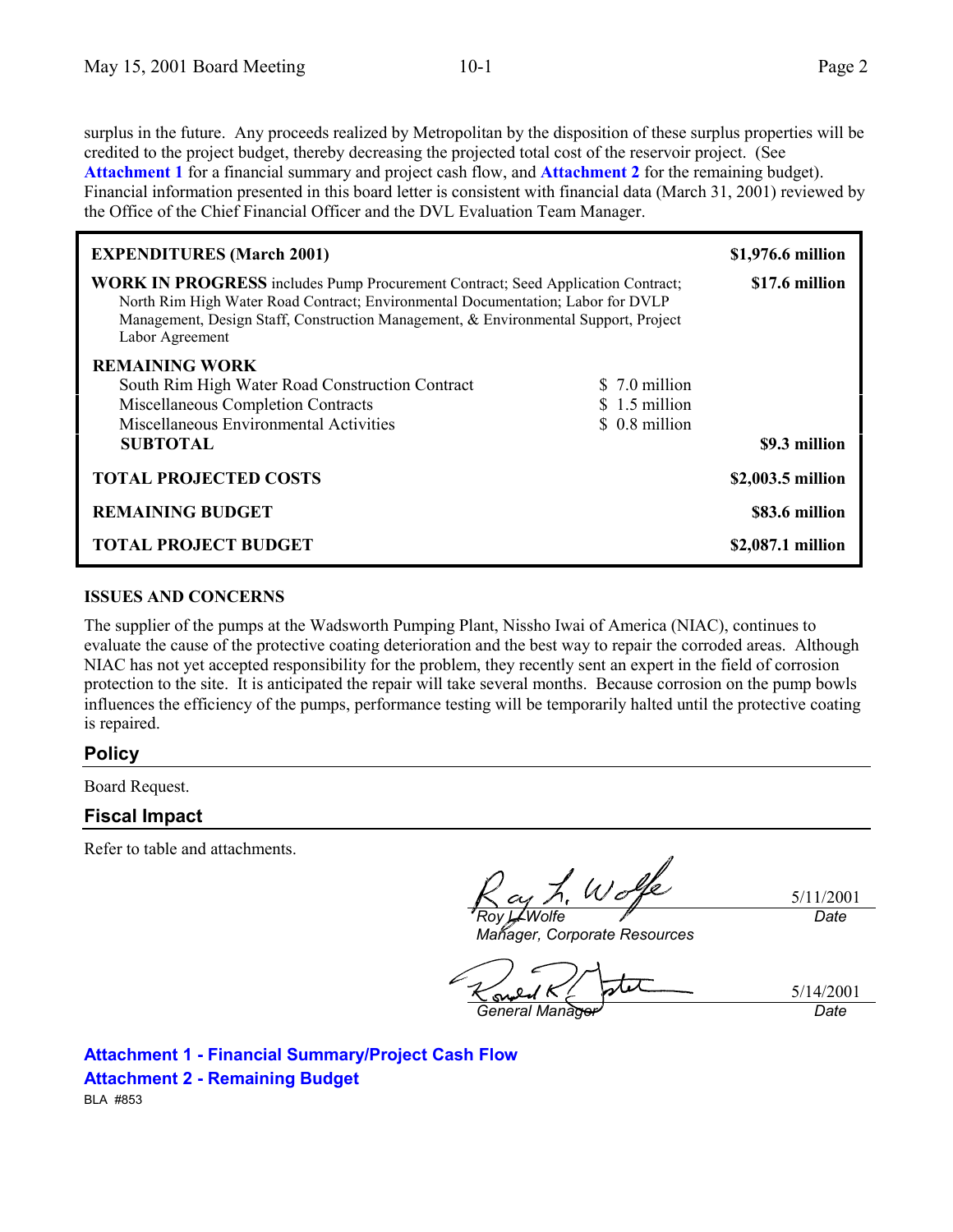surplus in the future. Any proceeds realized by Metropolitan by the disposition of these surplus properties will be credited to the project budget, thereby decreasing the projected total cost of the reservoir project. (See **Attachment 1** for a financial summary and project cash flow, and **Attachment 2** for the remaining budget). Financial information presented in this board letter is consistent with financial data (March 31, 2001) reviewed by the Office of the Chief Financial Officer and the DVL Evaluation Team Manager.

| | | |
|---|---|---|
| **EXPENDITURES (March 2001)** | | **$1,976.6 million** |
| **WORK IN PROGRESS** includes Pump Procurement Contract; Seed Application Contract; North Rim High Water Road Contract; Environmental Documentation; Labor for DVLP Management, Design Staff, Construction Management, & Environmental Support, Project Labor Agreement | | **$17.6 million** |
| **REMAINING WORK** | | |
| South Rim High Water Road Construction Contract | $ 7.0 million | |
| Miscellaneous Completion Contracts | $ 1.5 million | |
| Miscellaneous Environmental Activities | $ 0.8 million | |
| **SUBTOTAL** | | **$9.3 million** |
| **TOTAL PROJECTED COSTS** | | **$2,003.5 million** |
| **REMAINING BUDGET** | | **$83.6 million** |
| **TOTAL PROJECT BUDGET** | | **$2,087.1 million** |

**ISSUES AND CONCERNS**

The supplier of the pumps at the Wadsworth Pumping Plant, Nissho Iwai of America (NIAC), continues to evaluate the cause of the protective coating deterioration and the best way to repair the corroded areas. Although NIAC has not yet accepted responsibility for the problem, they recently sent an expert in the field of corrosion protection to the site. It is anticipated the repair will take several months. Because corrosion on the pump bowls influences the efficiency of the pumps, performance testing will be temporarily halted until the protective coating is repaired.

## Policy

Board Request.

## Fiscal Impact

Refer to table and attachments.

Roy L. Wolfe — 5/11/2001
*Roy L. Wolfe*
*Manager, Corporate Resources* — *Date*

5/14/2001
*General Manager* — *Date*

**Attachment 1 - Financial Summary/Project Cash Flow**

**Attachment 2 - Remaining Budget**

BLA #853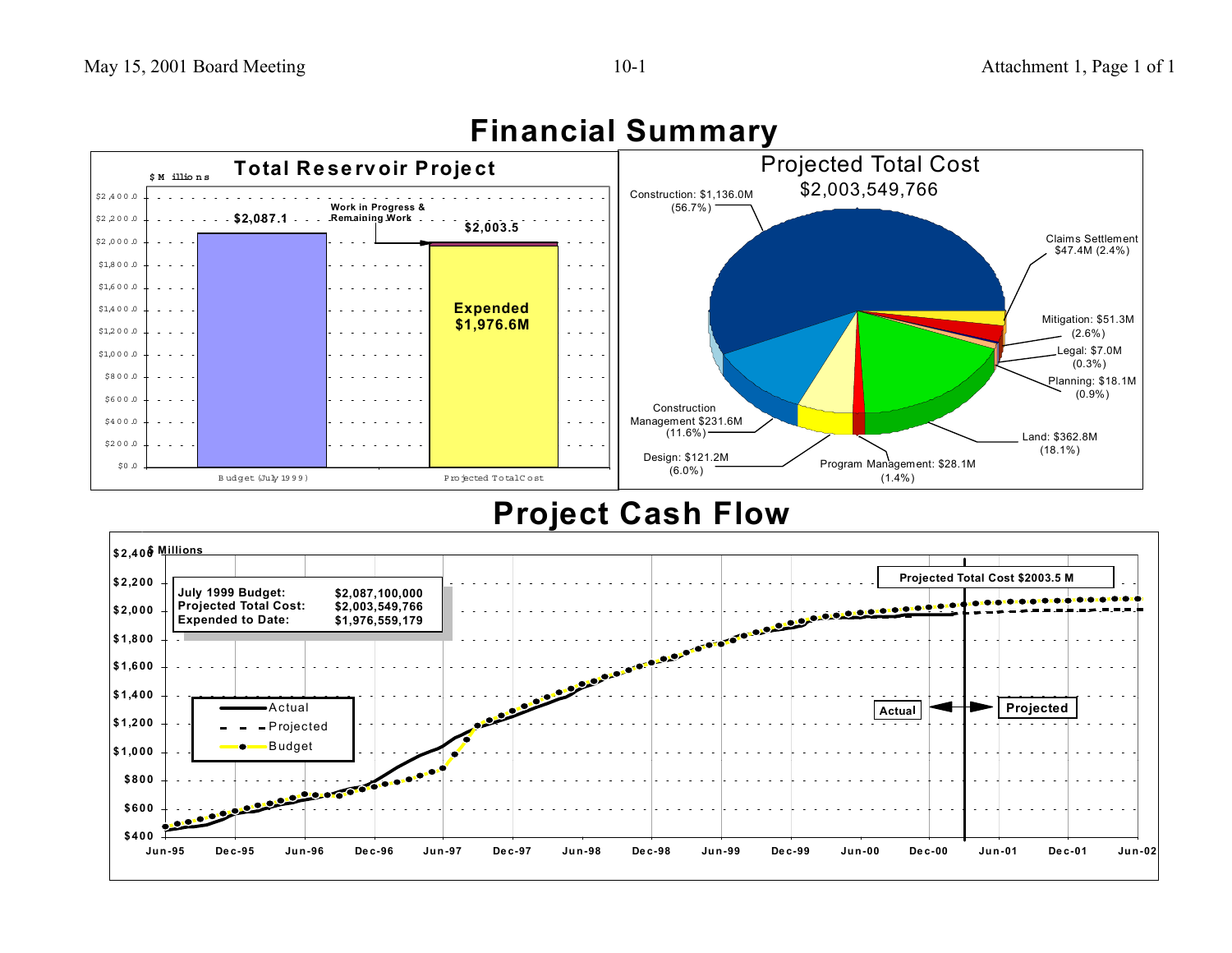# Financial Summary

## Total Reservoir Project

$ Millions

$2,400.0
$2,200.0
$2,000.0
$1,800.0
$1,600.0
$1,400.0
$1,200.0
$1,000.0
$800.0
$600.0
$400.0
$200.0
$0.0

$2,087.1

Work in Progress & Remaining Work

$2,003.5

Expended $1,976.6M

Budget (July 1999)

Projected Total Cost

## Projected Total Cost $2,003,549,766

Construction: $1,136.0M (56.7%)

Claims Settlement $47.4M (2.4%)

Mitigation: $51.3M (2.6%)

Legal: $7.0M (0.3%)

Planning: $18.1M (0.9%)

Land: $362.8M (18.1%)

Program Management: $28.1M (1.4%)

Design: $121.2M (6.0%)

Construction Management $231.6M (11.6%)

# Project Cash Flow

$ Millions

$2,400
$2,200
$2,000
$1,800
$1,600
$1,400
$1,200
$1,000
$800
$600
$400

Jun-95 Dec-95 Jun-96 Dec-96 Jun-97 Dec-97 Jun-98 Dec-98 Jun-99 Dec-99 Jun-00 Dec-00 Jun-01 Dec-01 Jun-02

| | |
|---|---|
| **July 1999 Budget:** | **$2,087,100,000** |
| **Projected Total Cost:** | **$2,003,549,766** |
| **Expended to Date:** | **$1,976,559,179** |

Actual

Projected

Budget

Projected Total Cost $2003.5 M

Actual ◄► Projected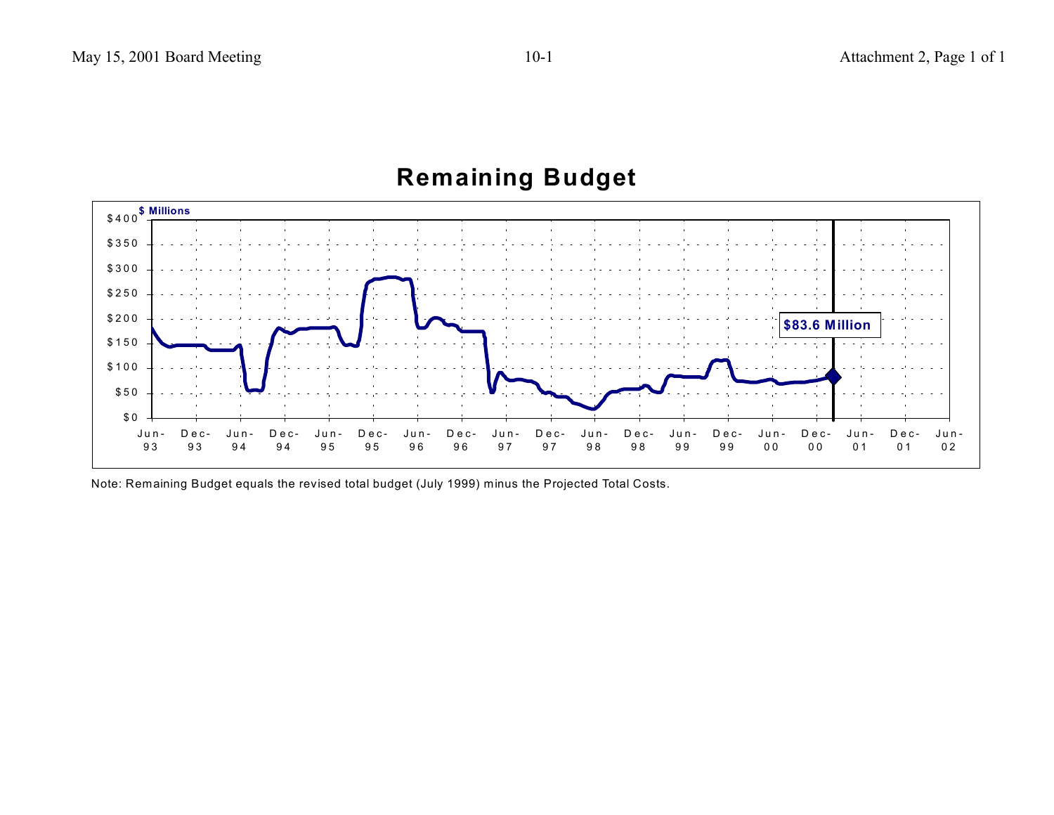# Remaining Budget

$ Millions

$400
$350
$300
$250
$200
$150
$100
$50
$0

Jun-93
Dec-93
Jun-94
Dec-94
Jun-95
Dec-95
Jun-96
Dec-96
Jun-97
Dec-97
Jun-98
Dec-98
Jun-99
Dec-99
Jun-00
Dec-00
Jun-01
Dec-01
Jun-02

$83.6 Million

Note: Remaining Budget equals the revised total budget (July 1999) minus the Projected Total Costs.